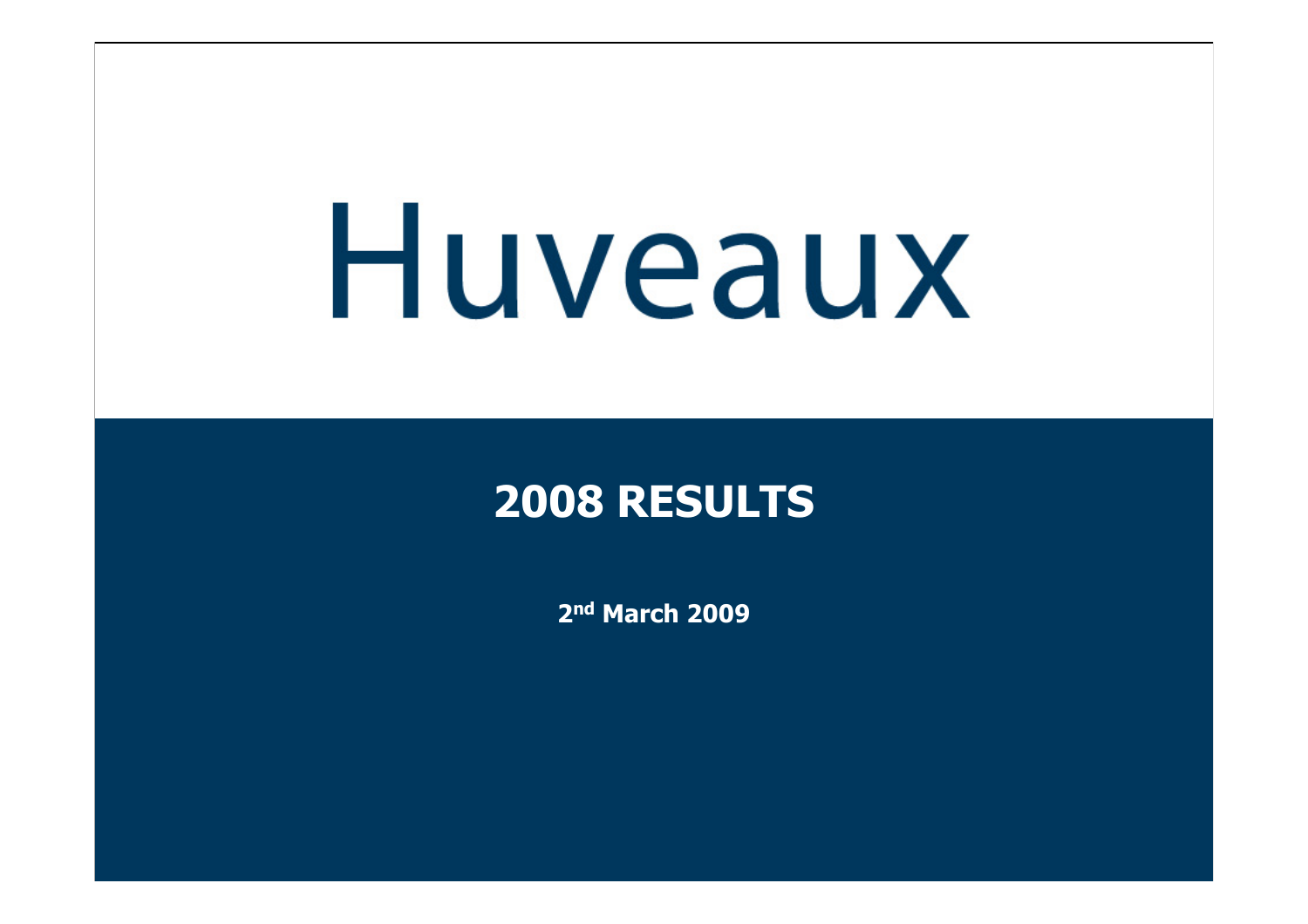# Huveaux

## 2008 RESULTS

**2nd March 2009**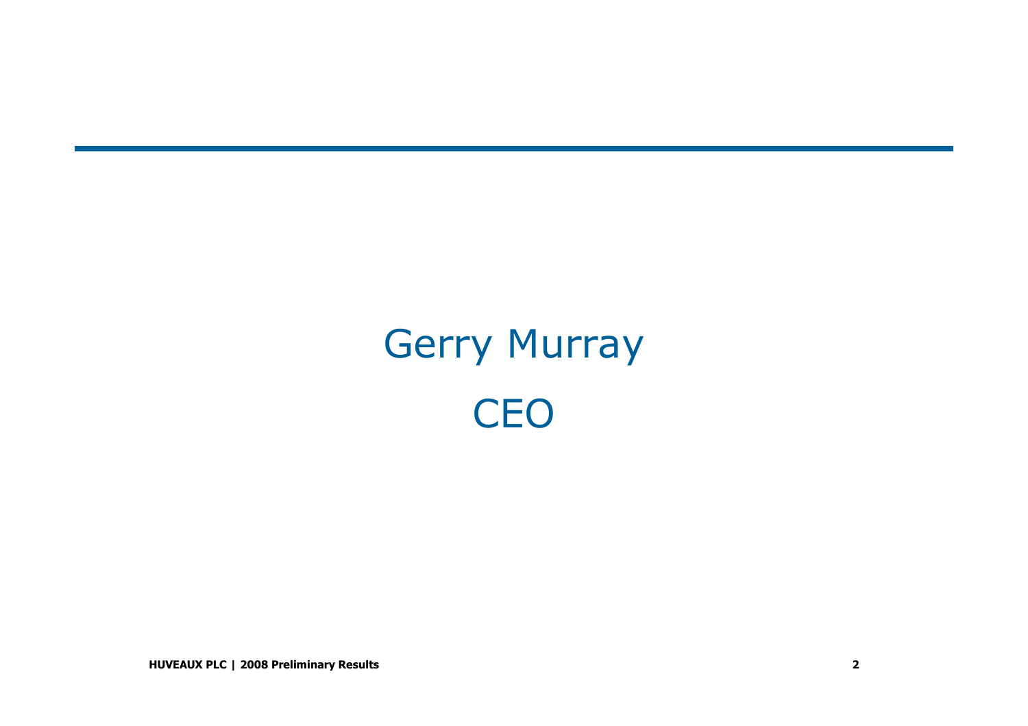# Gerry Murray

## CEO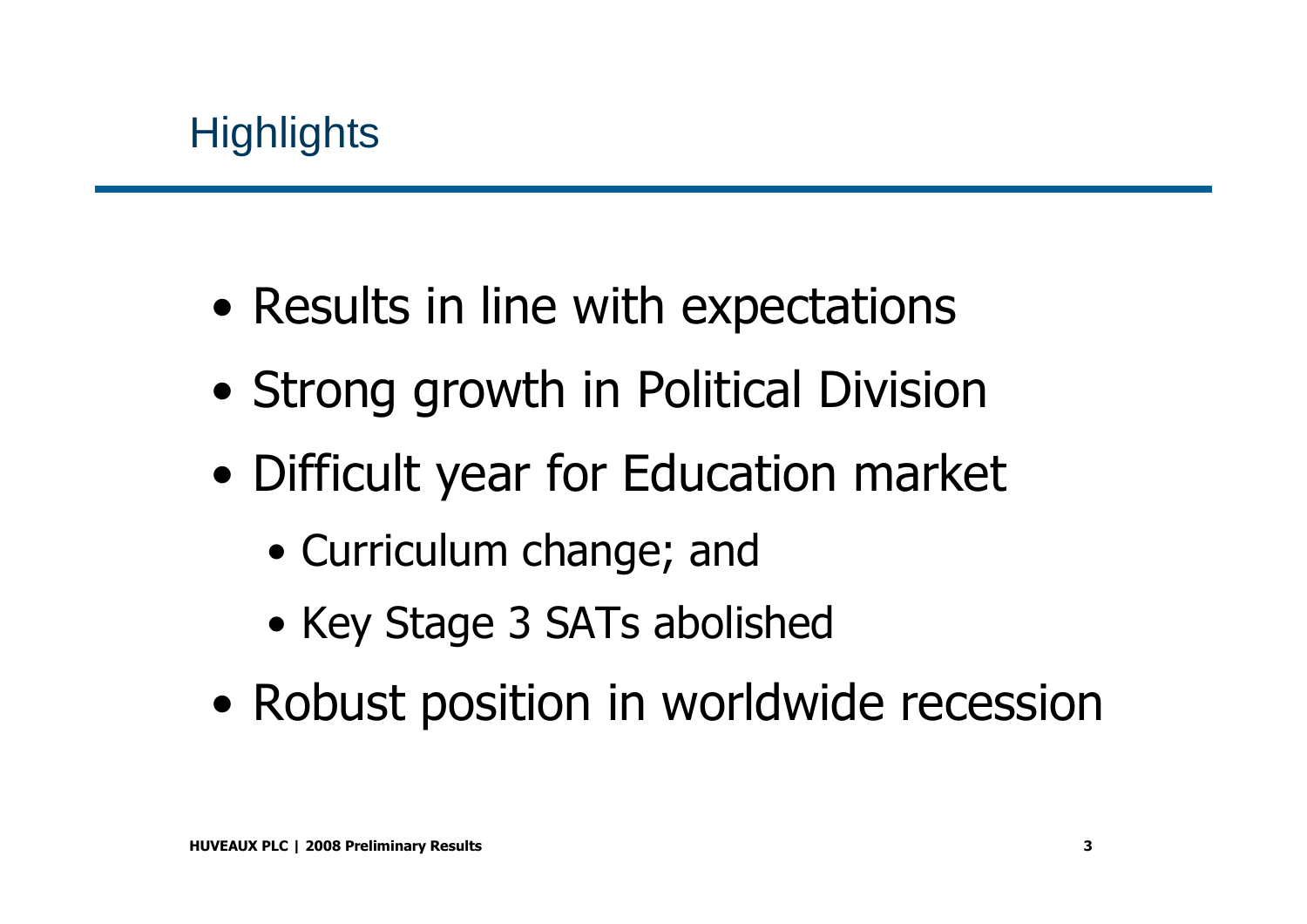# Highlights

- Results in line with expectations
- Strong growth in Political Division
- Difficult year for Education market
  - Curriculum change; and
  - Key Stage 3 SATs abolished
- Robust position in worldwide recession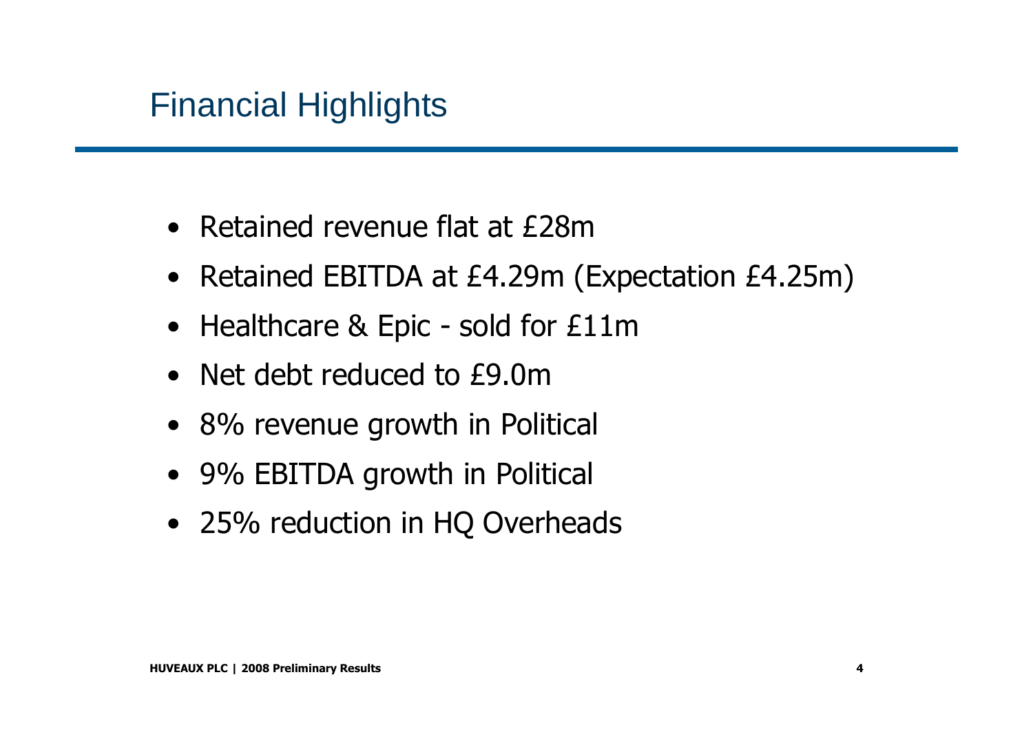# Financial Highlights

- Retained revenue flat at £28m
- Retained EBITDA at £4.29m (Expectation £4.25m)
- Healthcare & Epic - sold for £11m
- Net debt reduced to £9.0m
- 8% revenue growth in Political
- 9% EBITDA growth in Political
- 25% reduction in HQ Overheads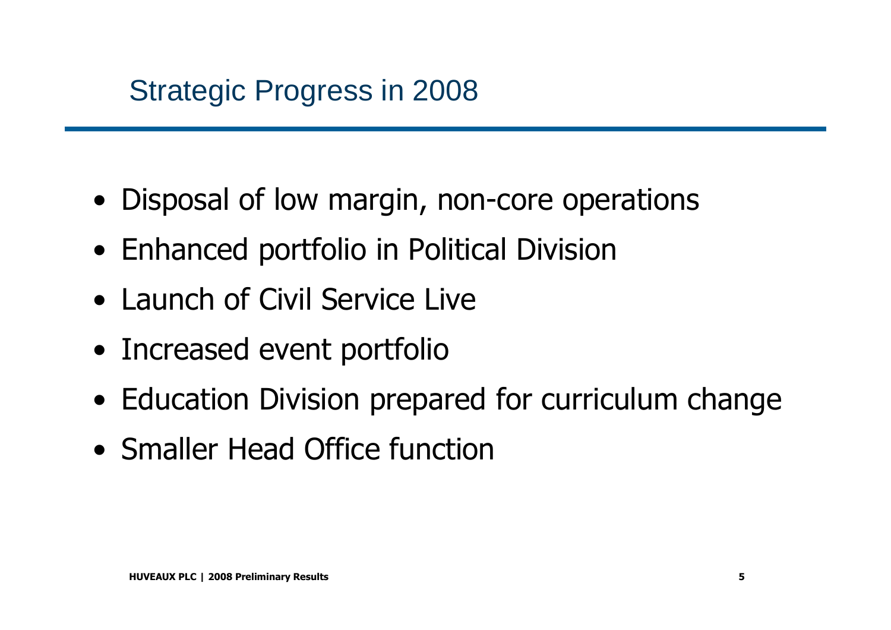# Strategic Progress in 2008

- Disposal of low margin, non-core operations
- Enhanced portfolio in Political Division
- Launch of Civil Service Live
- Increased event portfolio
- Education Division prepared for curriculum change
- Smaller Head Office function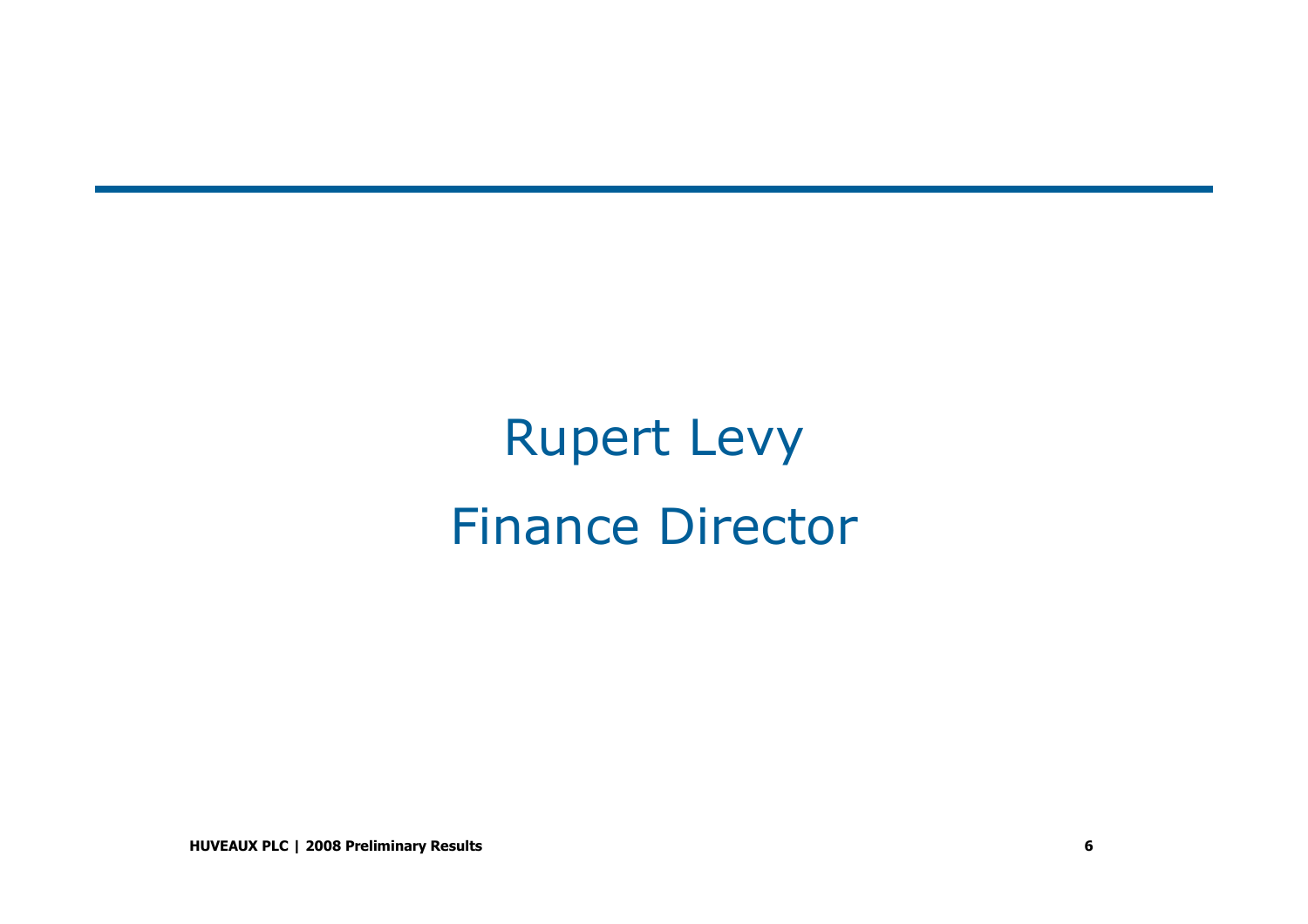# Rupert Levy

# Finance Director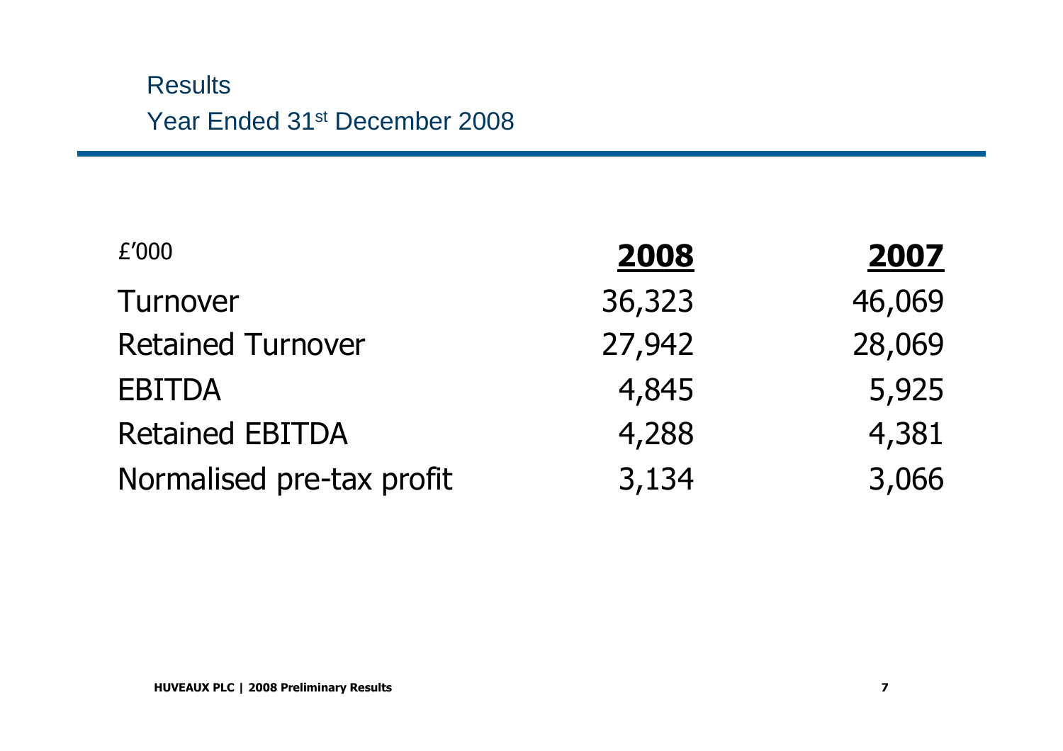# Results

## Year Ended 31st December 2008

| £'000 | **2008** | **2007** |
|---|---|---|
| Turnover | 36,323 | 46,069 |
| Retained Turnover | 27,942 | 28,069 |
| EBITDA | 4,845 | 5,925 |
| Retained EBITDA | 4,288 | 4,381 |
| Normalised pre-tax profit | 3,134 | 3,066 |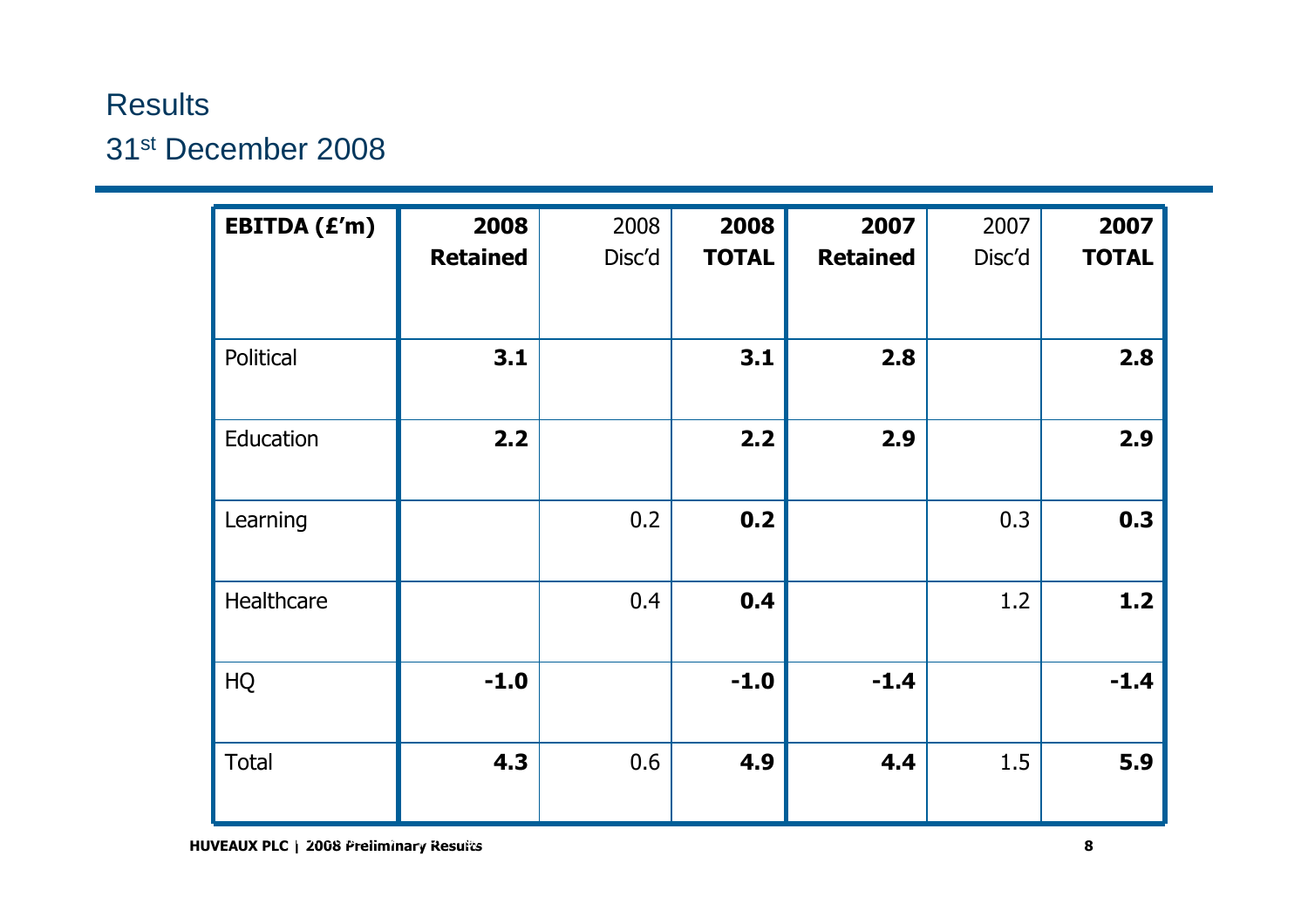# Results

## 31st December 2008

| EBITDA (£'m) | **2008 Retained** | 2008 Disc'd | **2008 TOTAL** | **2007 Retained** | 2007 Disc'd | **2007 TOTAL** |
|---|---|---|---|---|---|---|
| Political | **3.1** | | **3.1** | **2.8** | | **2.8** |
| Education | **2.2** | | **2.2** | **2.9** | | **2.9** |
| Learning | | 0.2 | **0.2** | | 0.3 | **0.3** |
| Healthcare | | 0.4 | **0.4** | | 1.2 | **1.2** |
| HQ | **-1.0** | | **-1.0** | **-1.4** | | **-1.4** |
| Total | **4.3** | 0.6 | **4.9** | **4.4** | 1.5 | **5.9** |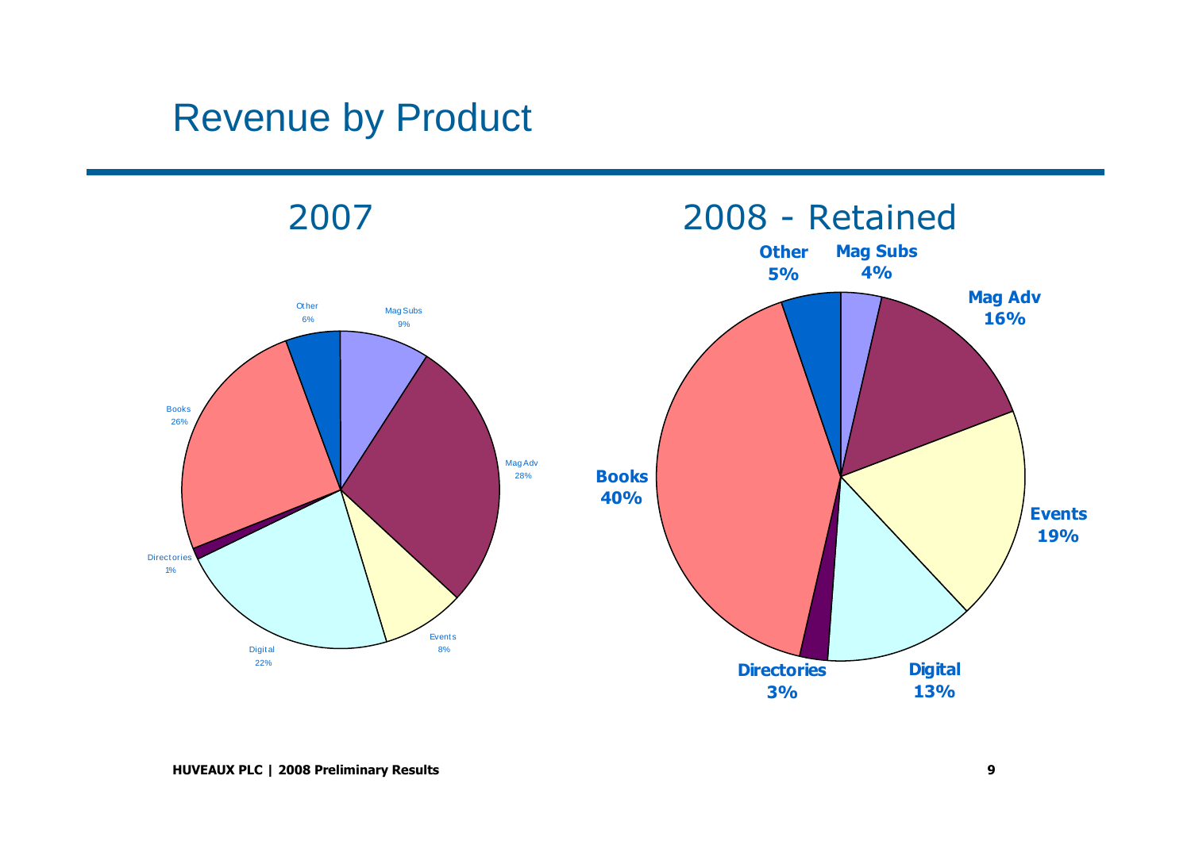# Revenue by Product

## 2007

| Product | Share |
| --- | --- |
| Mag Subs | 9% |
| Mag Adv | 28% |
| Events | 8% |
| Digital | 22% |
| Directories | 1% |
| Books | 26% |
| Other | 6% |

## 2008 - Retained

| Product | Share |
| --- | --- |
| Mag Subs | 4% |
| Mag Adv | 16% |
| Events | 19% |
| Digital | 13% |
| Directories | 3% |
| Books | 40% |
| Other | 5% |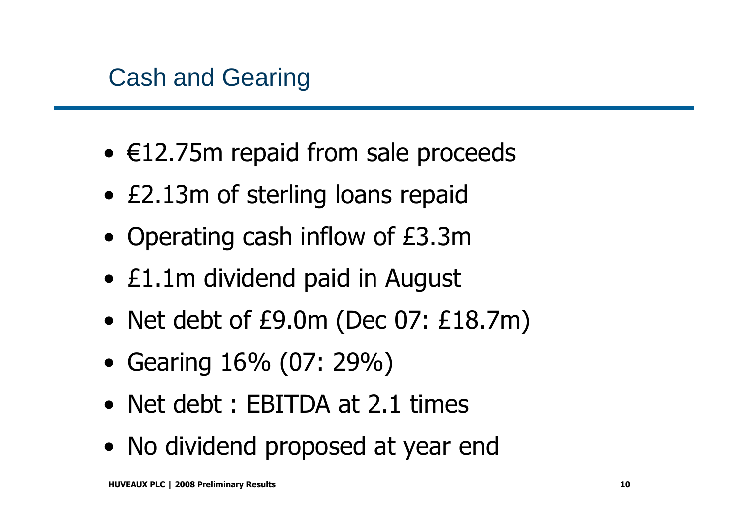## Cash and Gearing

- €12.75m repaid from sale proceeds
- £2.13m of sterling loans repaid
- Operating cash inflow of £3.3m
- £1.1m dividend paid in August
- Net debt of £9.0m (Dec 07: £18.7m)
- Gearing 16% (07: 29%)
- Net debt : EBITDA at 2.1 times
- No dividend proposed at year end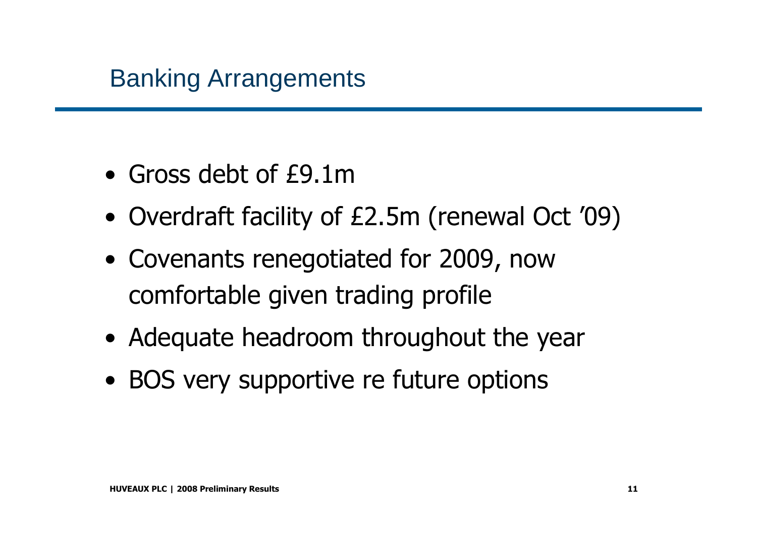# Banking Arrangements

- Gross debt of £9.1m
- Overdraft facility of £2.5m (renewal Oct '09)
- Covenants renegotiated for 2009, now comfortable given trading profile
- Adequate headroom throughout the year
- BOS very supportive re future options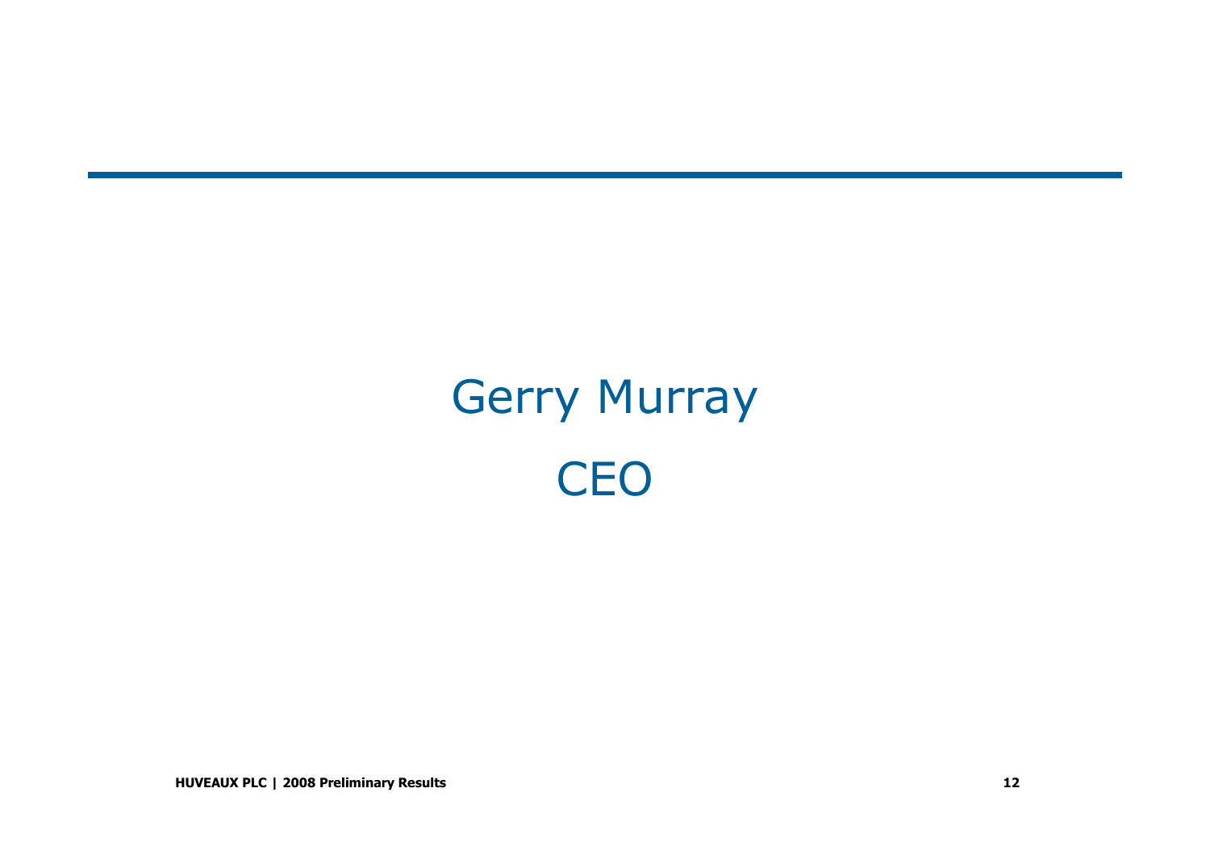# Gerry Murray

## CEO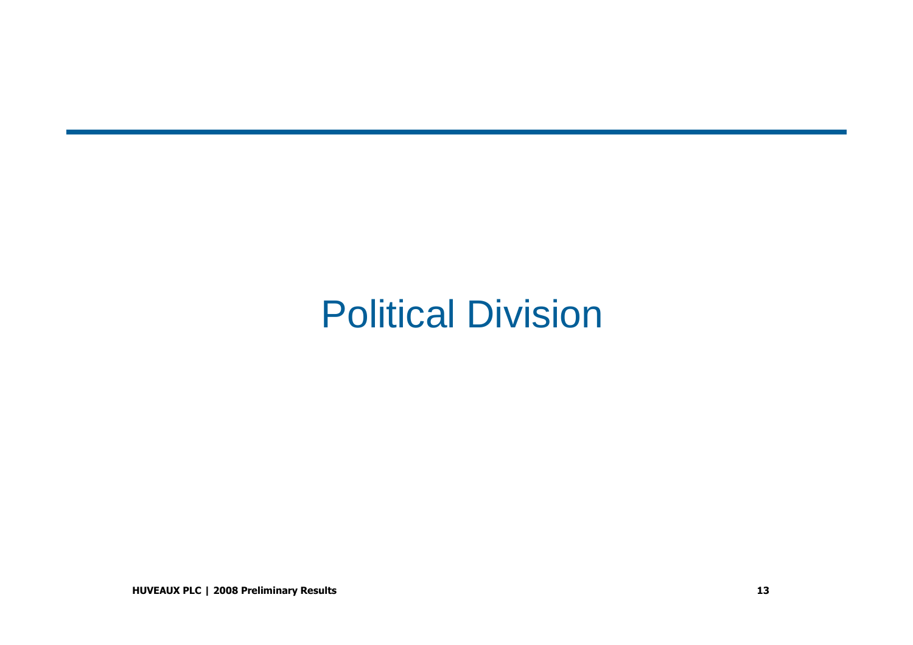# Political Division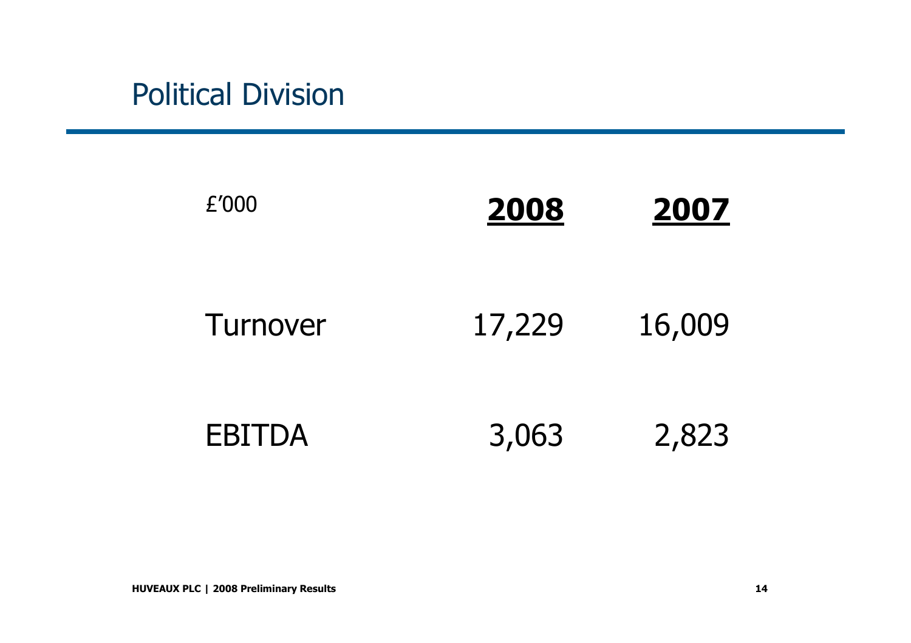# Political Division

| £'000 | 2008 | 2007 |
| --- | --- | --- |
| Turnover | 17,229 | 16,009 |
| EBITDA | 3,063 | 2,823 |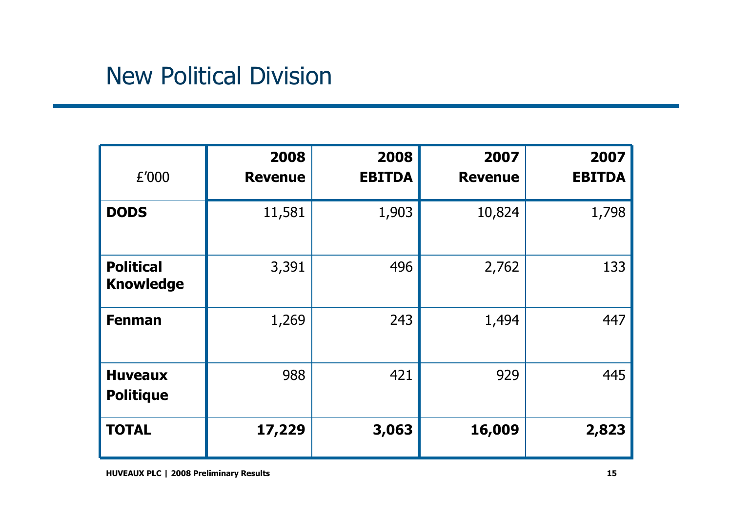# New Political Division

| £'000 | 2008 Revenue | 2008 EBITDA | 2007 Revenue | 2007 EBITDA |
|---|---|---|---|---|
| **DODS** | 11,581 | 1,903 | 10,824 | 1,798 |
| **Political Knowledge** | 3,391 | 496 | 2,762 | 133 |
| **Fenman** | 1,269 | 243 | 1,494 | 447 |
| **Huveaux Politique** | 988 | 421 | 929 | 445 |
| **TOTAL** | **17,229** | **3,063** | **16,009** | **2,823** |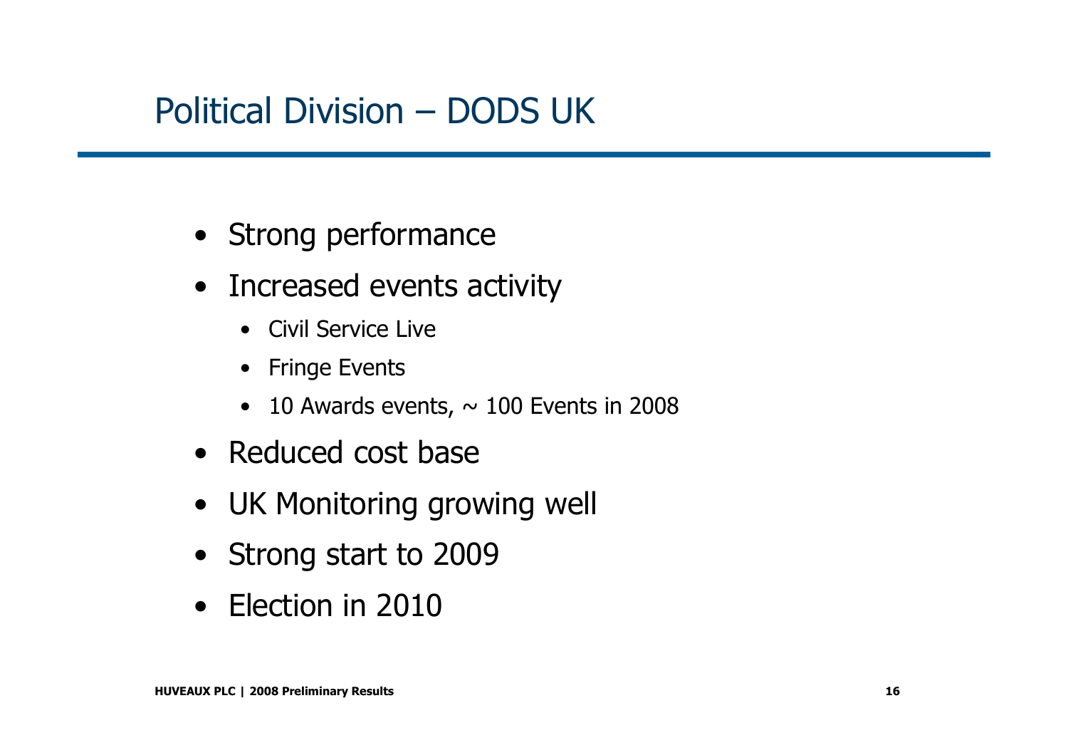# Political Division – DODS UK

- Strong performance
- Increased events activity
  - Civil Service Live
  - Fringe Events
  - 10 Awards events, ~ 100 Events in 2008
- Reduced cost base
- UK Monitoring growing well
- Strong start to 2009
- Election in 2010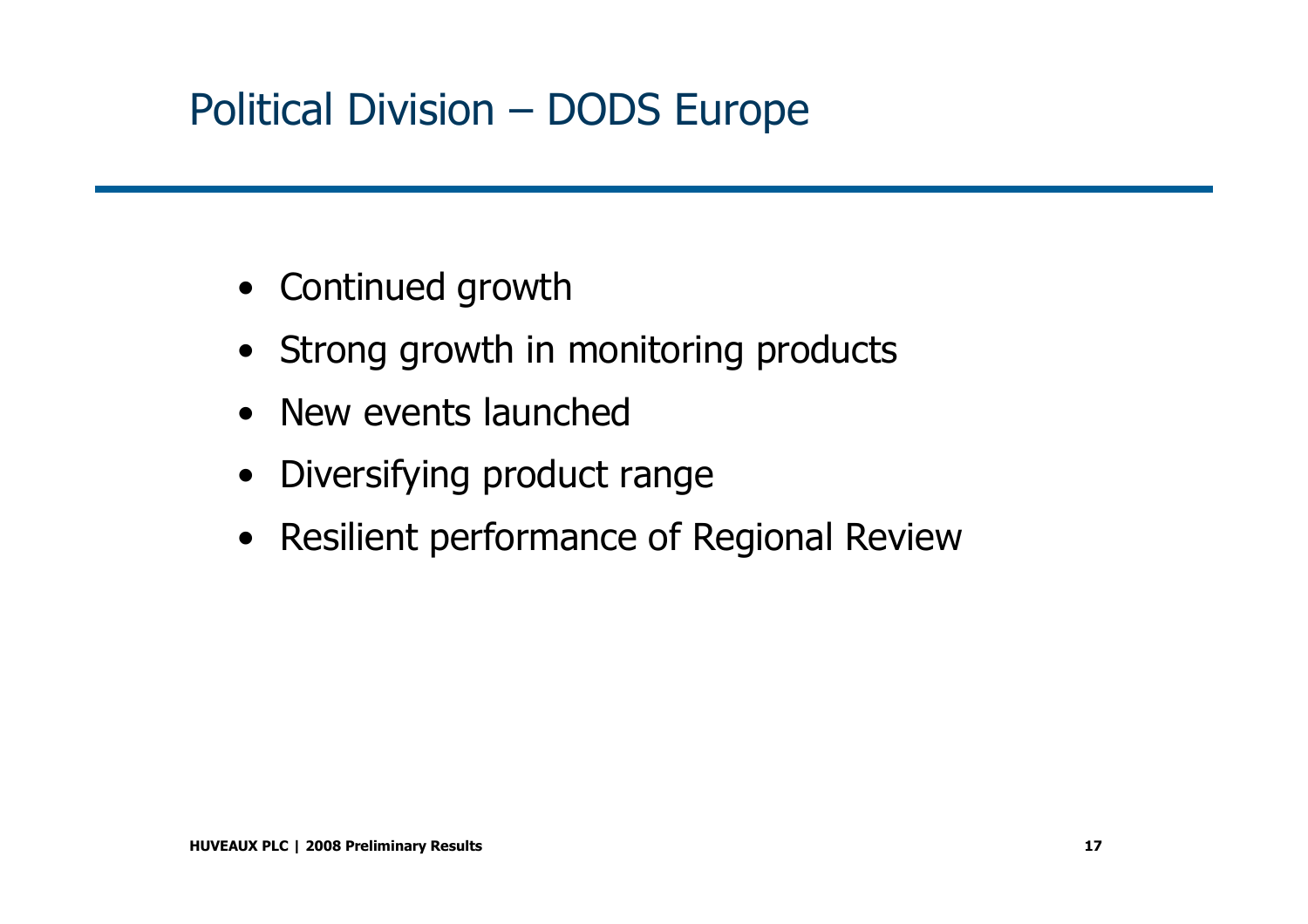# Political Division – DODS Europe

- Continued growth
- Strong growth in monitoring products
- New events launched
- Diversifying product range
- Resilient performance of Regional Review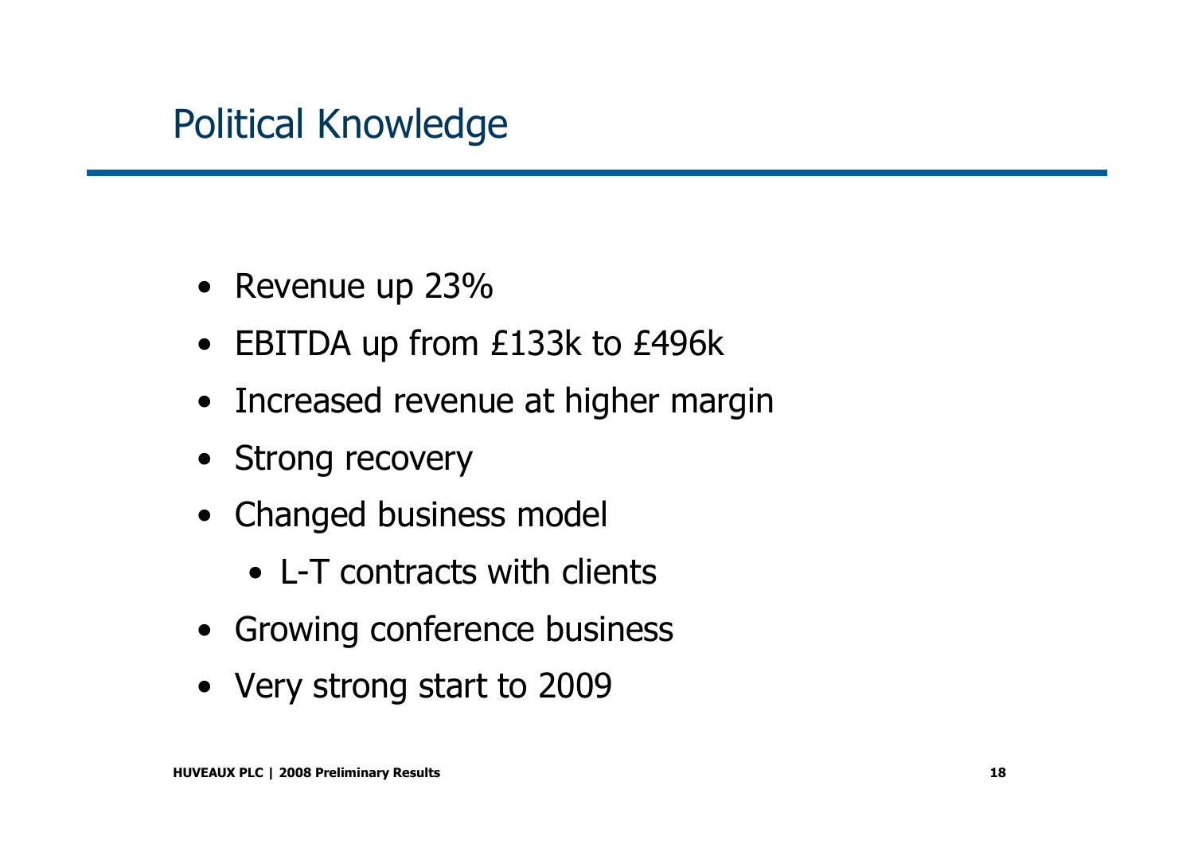# Political Knowledge

- Revenue up 23%
- EBITDA up from £133k to £496k
- Increased revenue at higher margin
- Strong recovery
- Changed business model
  - L-T contracts with clients
- Growing conference business
- Very strong start to 2009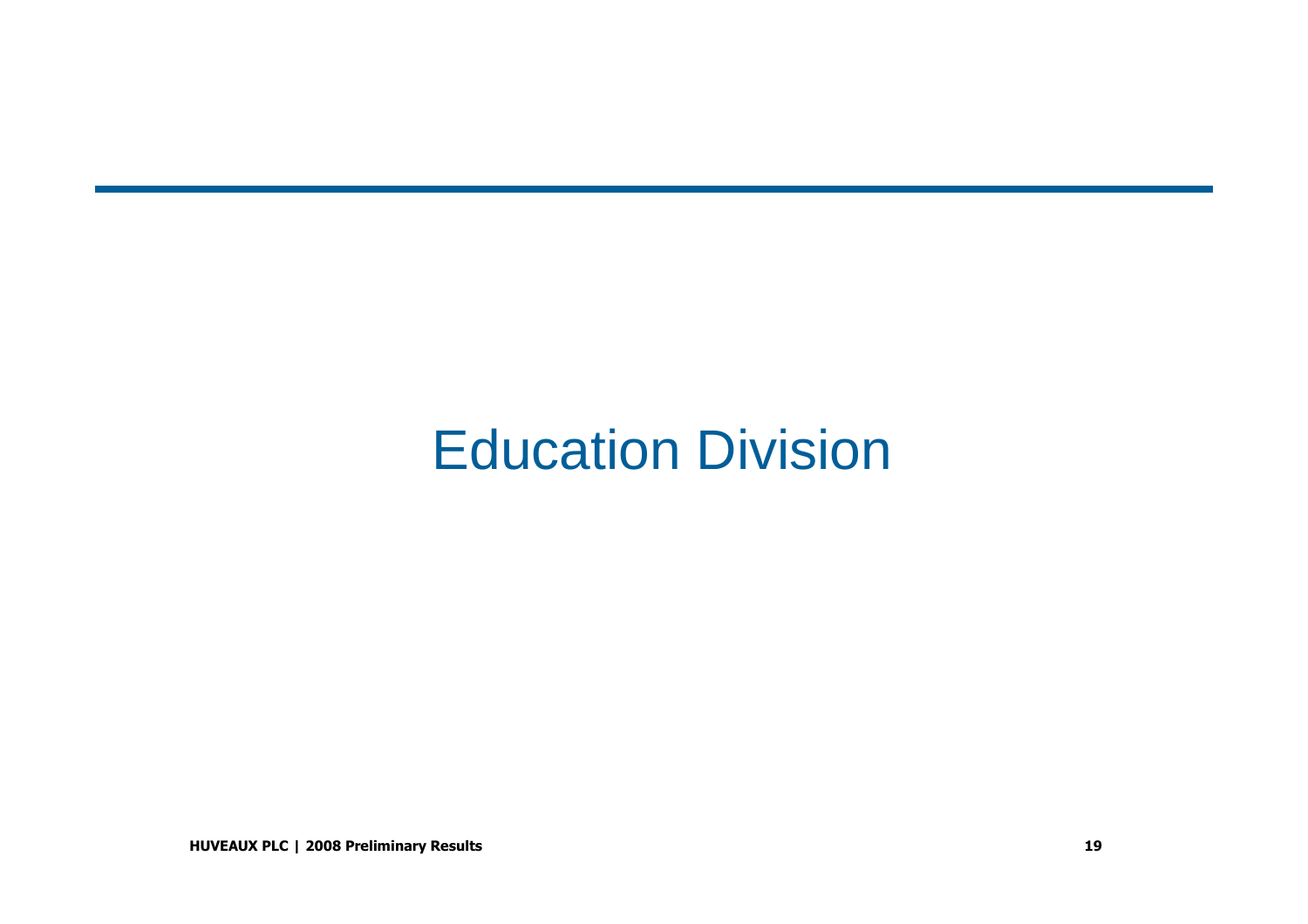# Education Division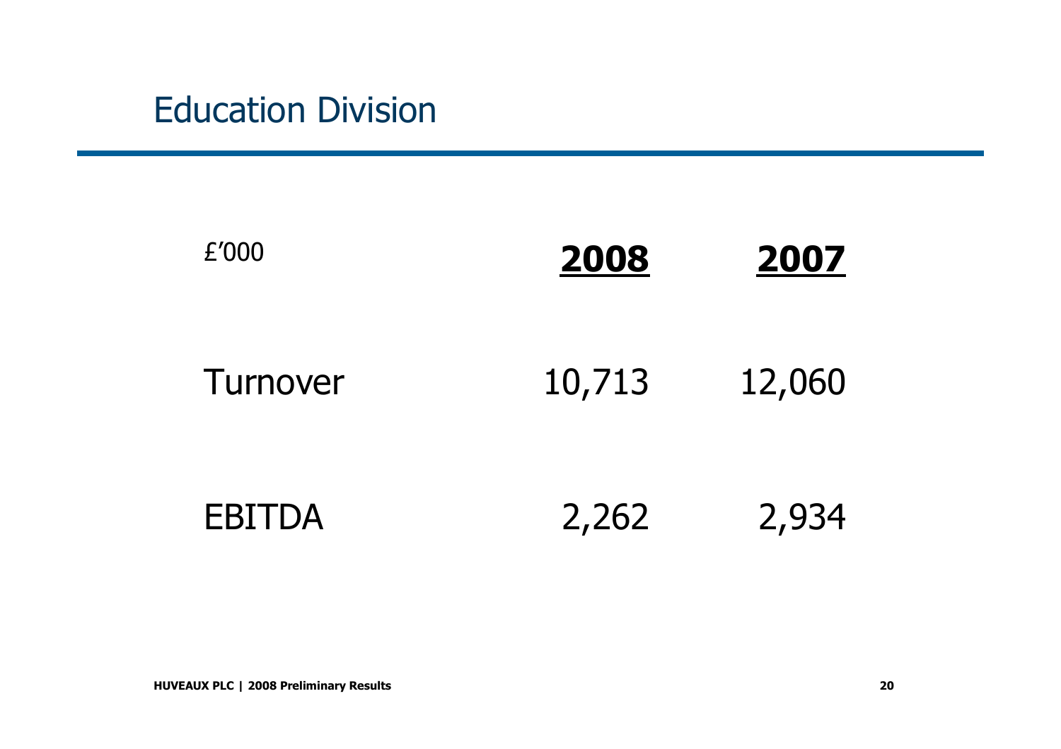# Education Division

| £'000 | **2008** | **2007** |
|---|---|---|
| Turnover | 10,713 | 12,060 |
| EBITDA | 2,262 | 2,934 |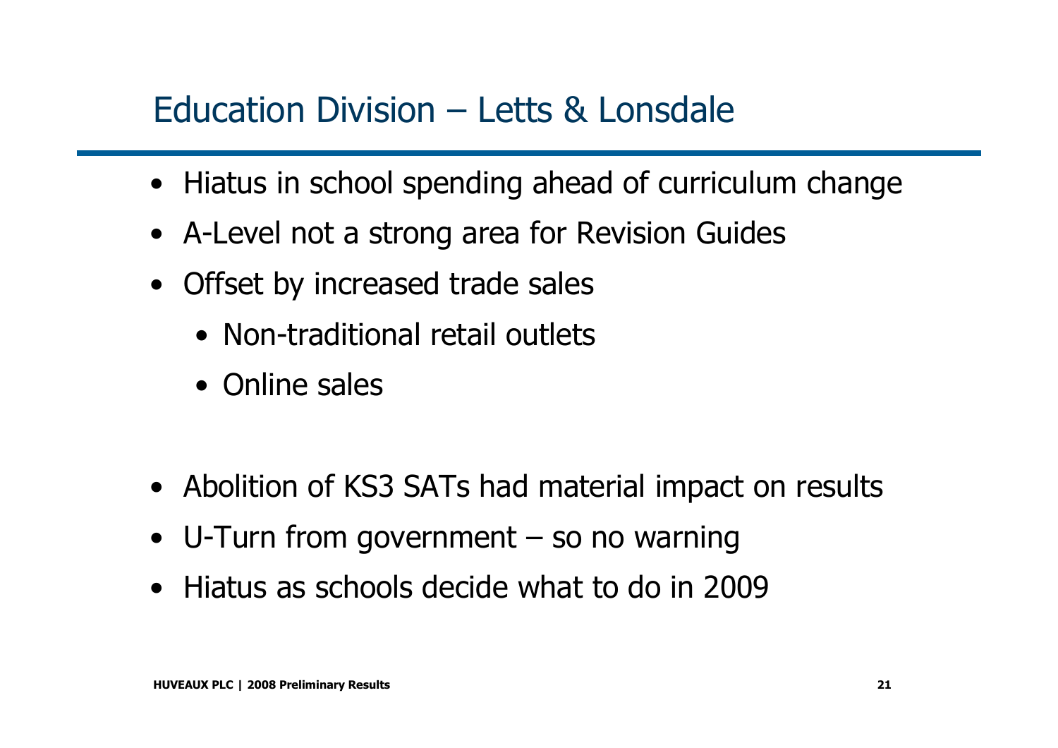# Education Division – Letts & Lonsdale

- Hiatus in school spending ahead of curriculum change
- A-Level not a strong area for Revision Guides
- Offset by increased trade sales
  - Non-traditional retail outlets
  - Online sales

- Abolition of KS3 SATs had material impact on results
- U-Turn from government – so no warning
- Hiatus as schools decide what to do in 2009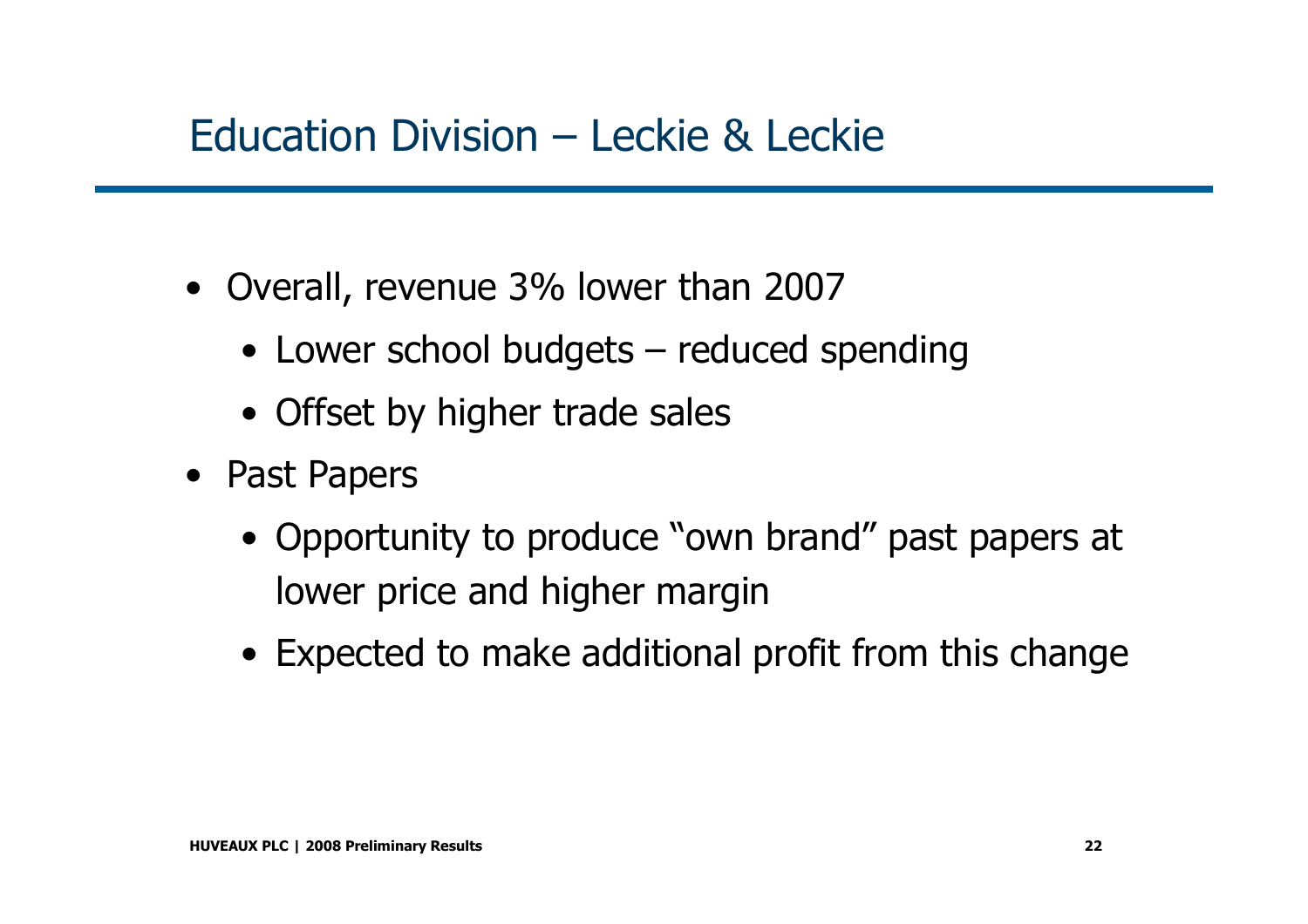# Education Division – Leckie & Leckie

- Overall, revenue 3% lower than 2007
  - Lower school budgets – reduced spending
  - Offset by higher trade sales
- Past Papers
  - Opportunity to produce "own brand" past papers at lower price and higher margin
  - Expected to make additional profit from this change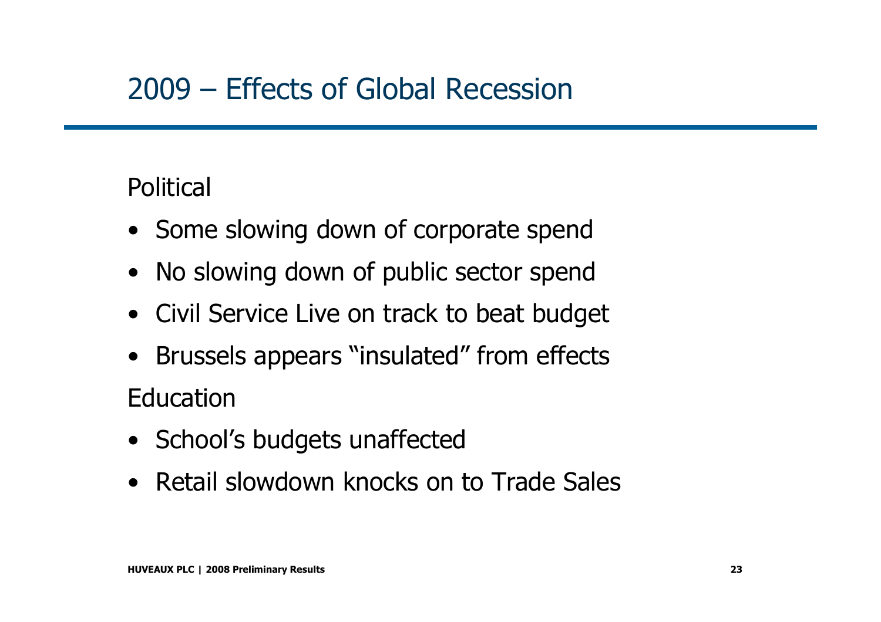# 2009 – Effects of Global Recession

Political

- Some slowing down of corporate spend
- No slowing down of public sector spend
- Civil Service Live on track to beat budget
- Brussels appears "insulated" from effects

Education

- School's budgets unaffected
- Retail slowdown knocks on to Trade Sales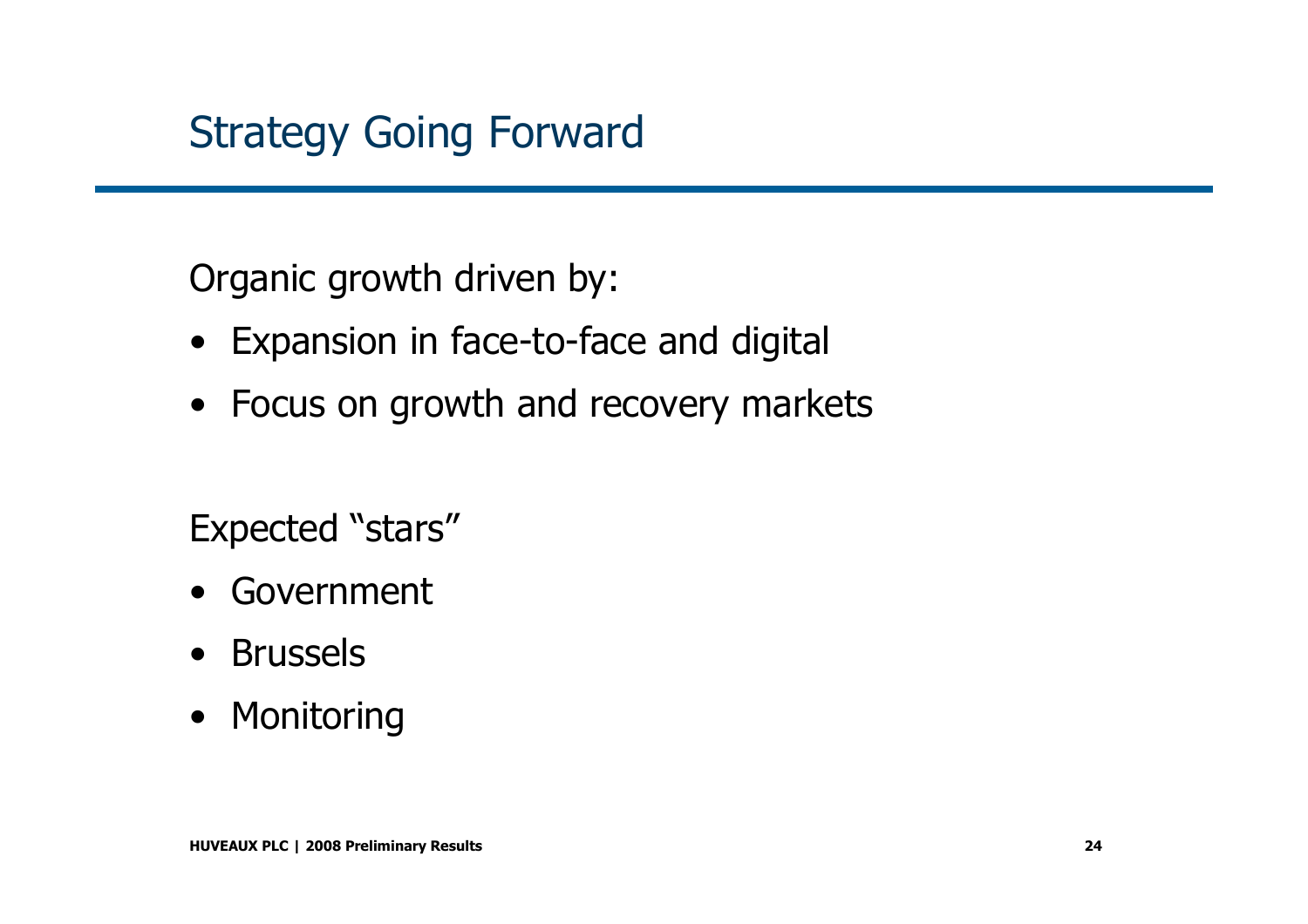# Strategy Going Forward

Organic growth driven by:

- Expansion in face-to-face and digital
- Focus on growth and recovery markets

Expected “stars”

- Government
- Brussels
- Monitoring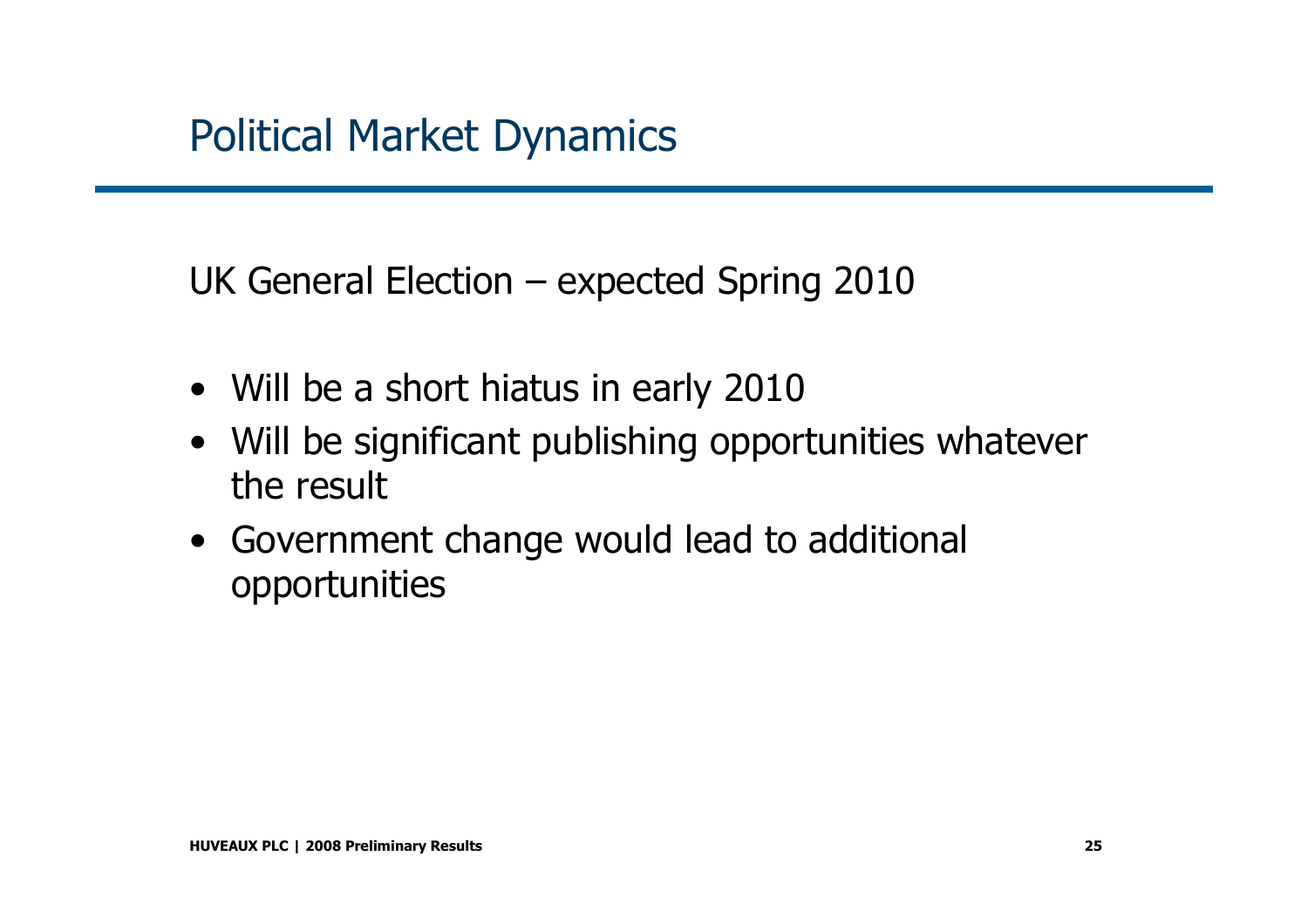# Political Market Dynamics

UK General Election – expected Spring 2010

- Will be a short hiatus in early 2010
- Will be significant publishing opportunities whatever the result
- Government change would lead to additional opportunities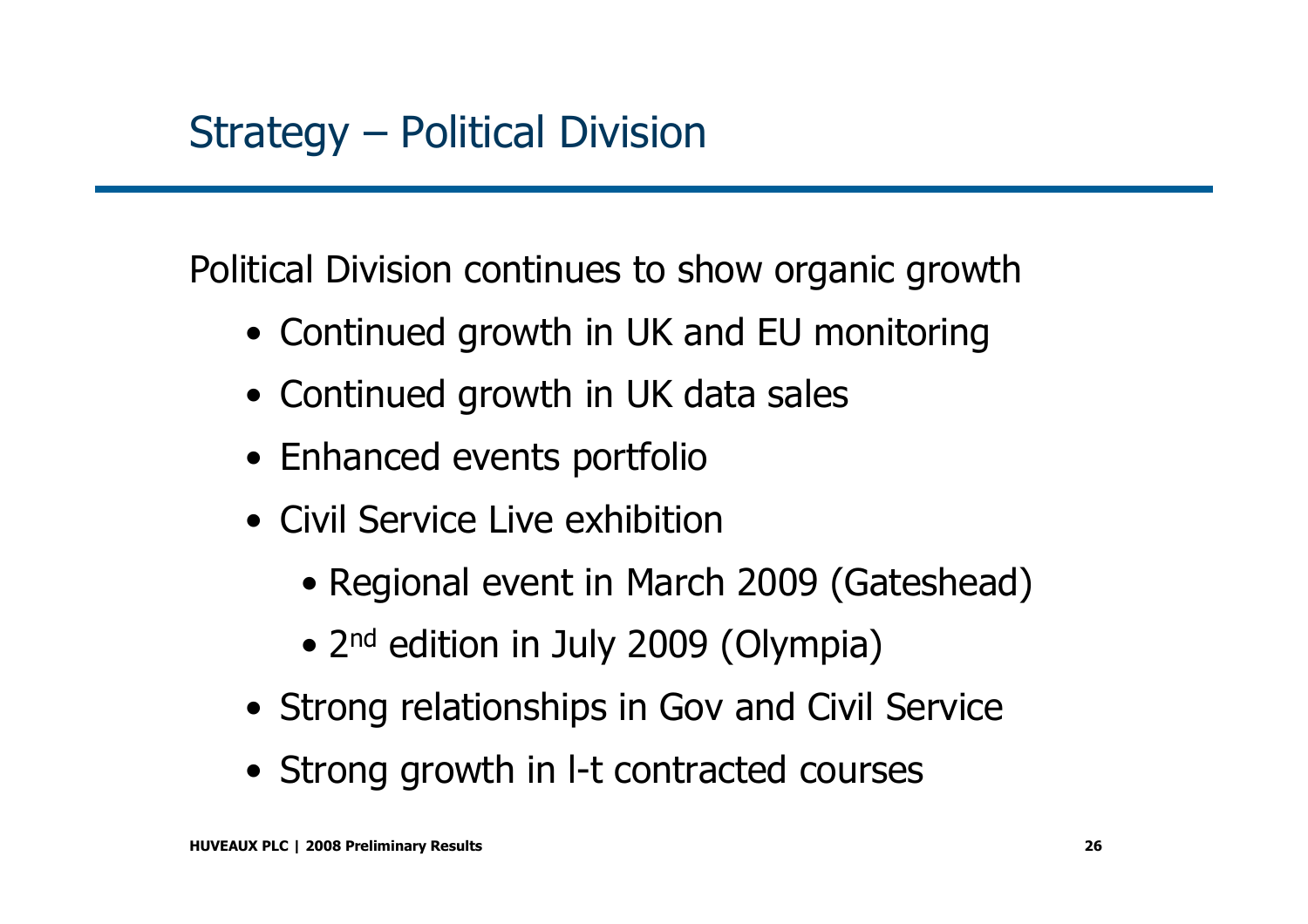# Strategy – Political Division

Political Division continues to show organic growth

- Continued growth in UK and EU monitoring
- Continued growth in UK data sales
- Enhanced events portfolio
- Civil Service Live exhibition
  - Regional event in March 2009 (Gateshead)
  - 2nd edition in July 2009 (Olympia)
- Strong relationships in Gov and Civil Service
- Strong growth in l-t contracted courses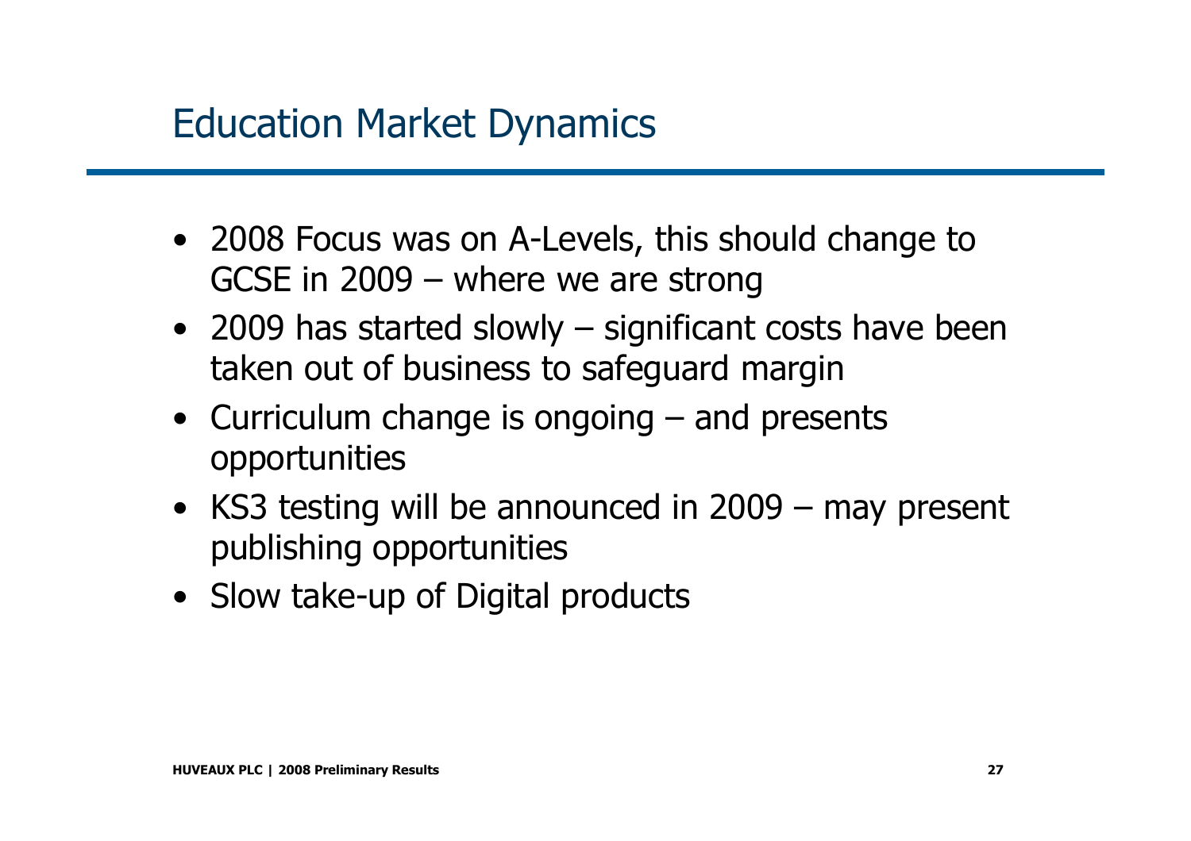# Education Market Dynamics

- 2008 Focus was on A-Levels, this should change to GCSE in 2009 – where we are strong
- 2009 has started slowly – significant costs have been taken out of business to safeguard margin
- Curriculum change is ongoing – and presents opportunities
- KS3 testing will be announced in 2009 – may present publishing opportunities
- Slow take-up of Digital products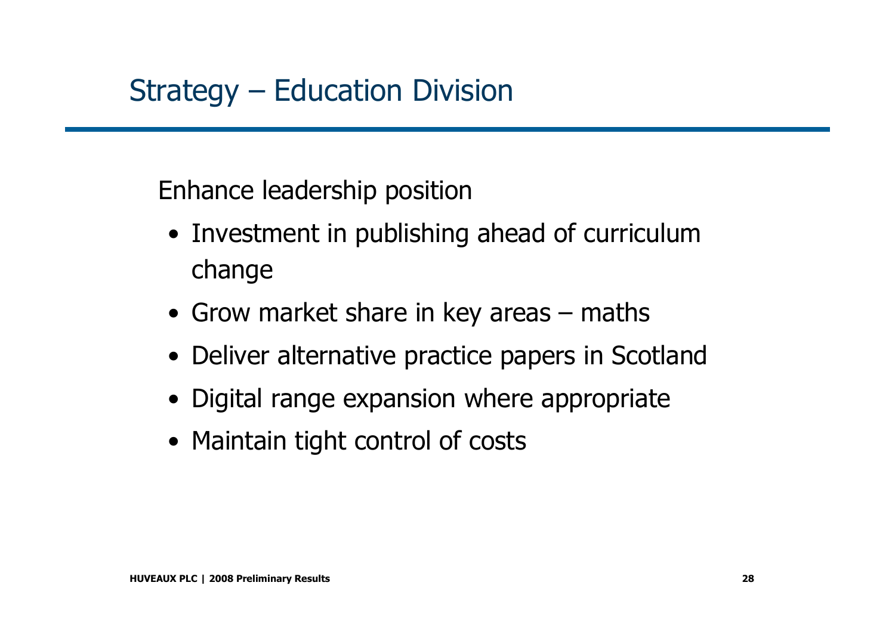# Strategy – Education Division

Enhance leadership position

- Investment in publishing ahead of curriculum change
- Grow market share in key areas – maths
- Deliver alternative practice papers in Scotland
- Digital range expansion where appropriate
- Maintain tight control of costs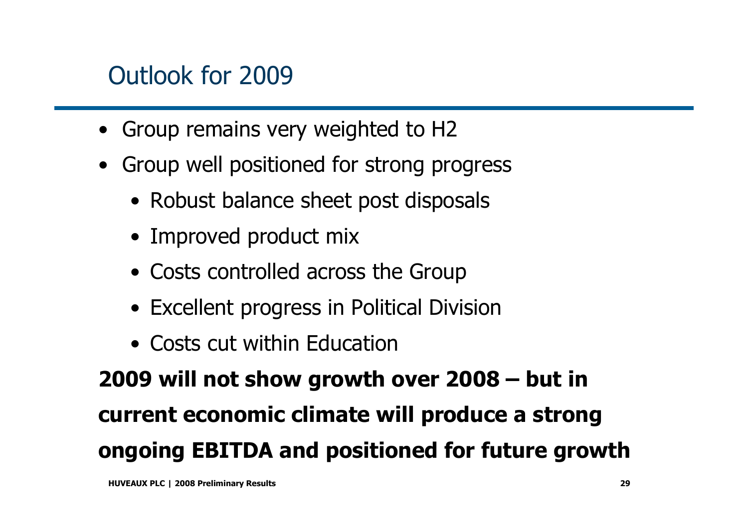# Outlook for 2009

- Group remains very weighted to H2
- Group well positioned for strong progress
  - Robust balance sheet post disposals
  - Improved product mix
  - Costs controlled across the Group
  - Excellent progress in Political Division
  - Costs cut within Education

**2009 will not show growth over 2008 – but in current economic climate will produce a strong ongoing EBITDA and positioned for future growth**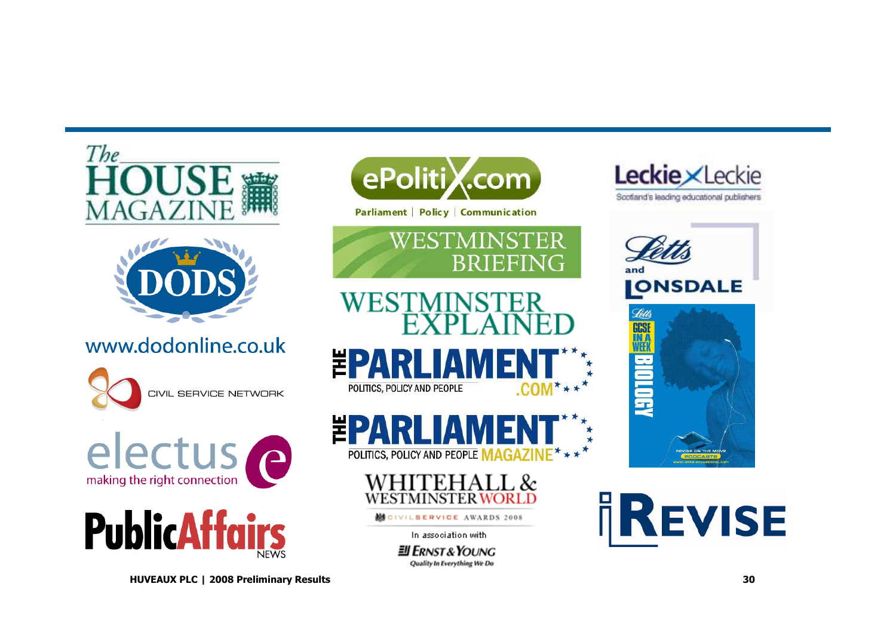The HOUSE MAGAZINE

DODS

www.dodonline.co.uk

CIVIL SERVICE NETWORK

electus
making the right connection

PublicAffairs NEWS

ePolitix.com
Parliament | Policy | Communication

WESTMINSTER BRIEFING

WESTMINSTER EXPLAINED

THE PARLIAMENT .COM
POLITICS, POLICY AND PEOPLE

THE PARLIAMENT MAGAZINE
POLITICS, POLICY AND PEOPLE

WHITEHALL & WESTMINSTER WORLD

CIVIL SERVICE AWARDS 2008

In association with

ERNST & YOUNG
Quality In Everything We Do

Leckie × Leckie
Scotland's leading educational publishers

Letts and LONSDALE

Letts GCSE IN A WEEK BIOLOGY
REVISE ON THE MOVE
PODCASTS
www.letts-educational.com

iREVISE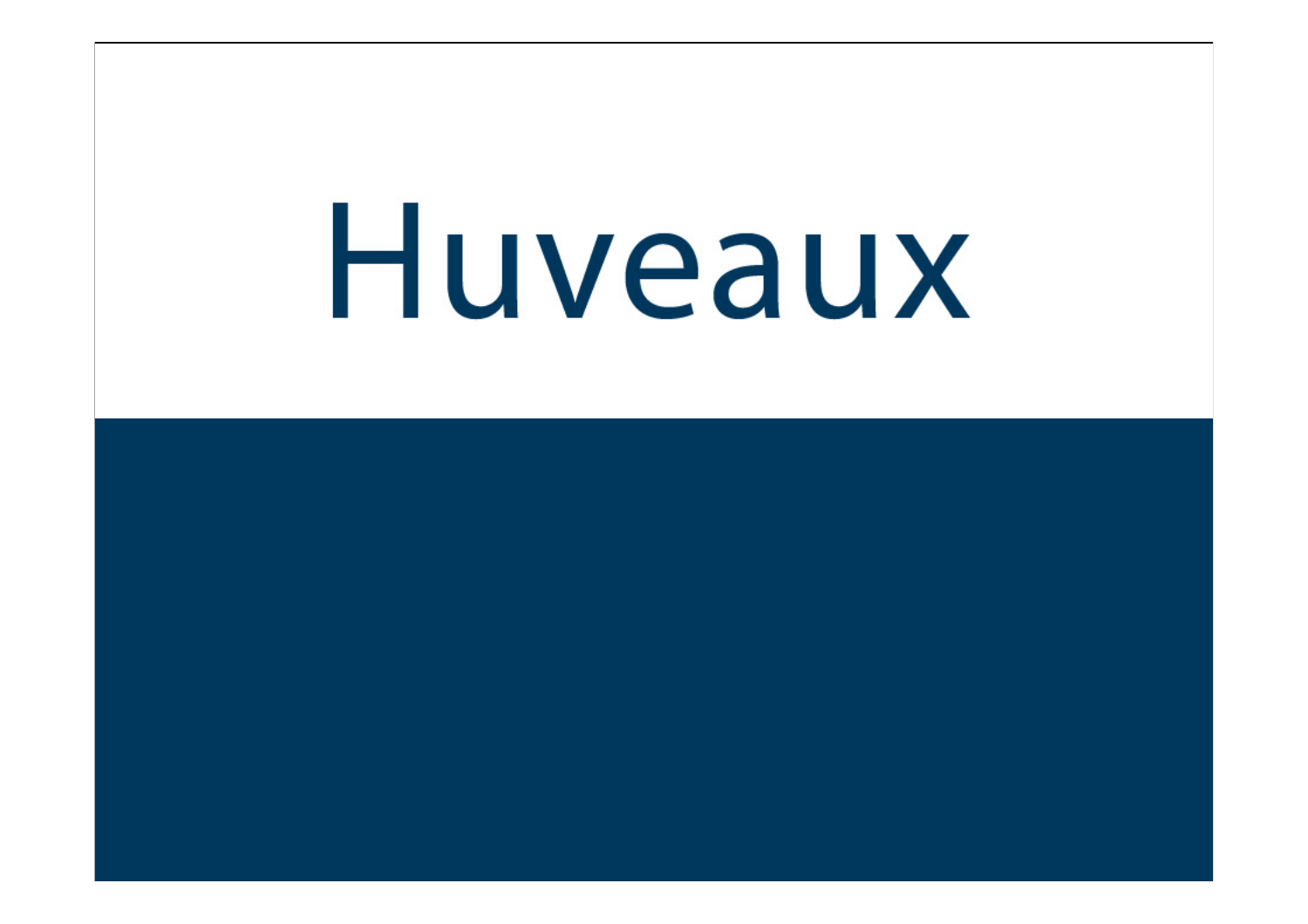# Huveaux